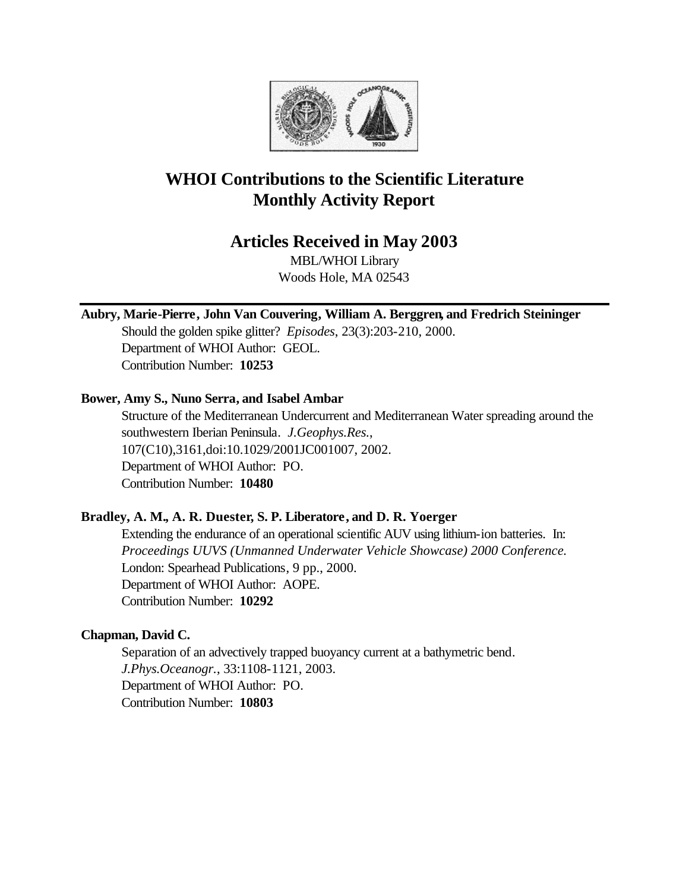# WHOI Contributions to the Scientific Literature
# Monthly Activity Report

## Articles Received in May 2003

MBL/WHOI Library
Woods Hole, MA 02543

---

**Aubry, Marie-Pierre, John Van Couvering, William A. Berggren, and Fredrich Steininger**

Should the golden spike glitter? *Episodes*, 23(3):203-210, 2000.
Department of WHOI Author: GEOL.
Contribution Number: **10253**

**Bower, Amy S., Nuno Serra, and Isabel Ambar**

Structure of the Mediterranean Undercurrent and Mediterranean Water spreading around the southwestern Iberian Peninsula. *J.Geophys.Res.*, 107(C10),3161,doi:10.1029/2001JC001007, 2002.
Department of WHOI Author: PO.
Contribution Number: **10480**

**Bradley, A. M., A. R. Duester, S. P. Liberatore, and D. R. Yoerger**

Extending the endurance of an operational scientific AUV using lithium-ion batteries. In: *Proceedings UUVS (Unmanned Underwater Vehicle Showcase) 2000 Conference.* London: Spearhead Publications, 9 pp., 2000.
Department of WHOI Author: AOPE.
Contribution Number: **10292**

**Chapman, David C.**

Separation of an advectively trapped buoyancy current at a bathymetric bend. *J.Phys.Oceanogr.*, 33:1108-1121, 2003.
Department of WHOI Author: PO.
Contribution Number: **10803**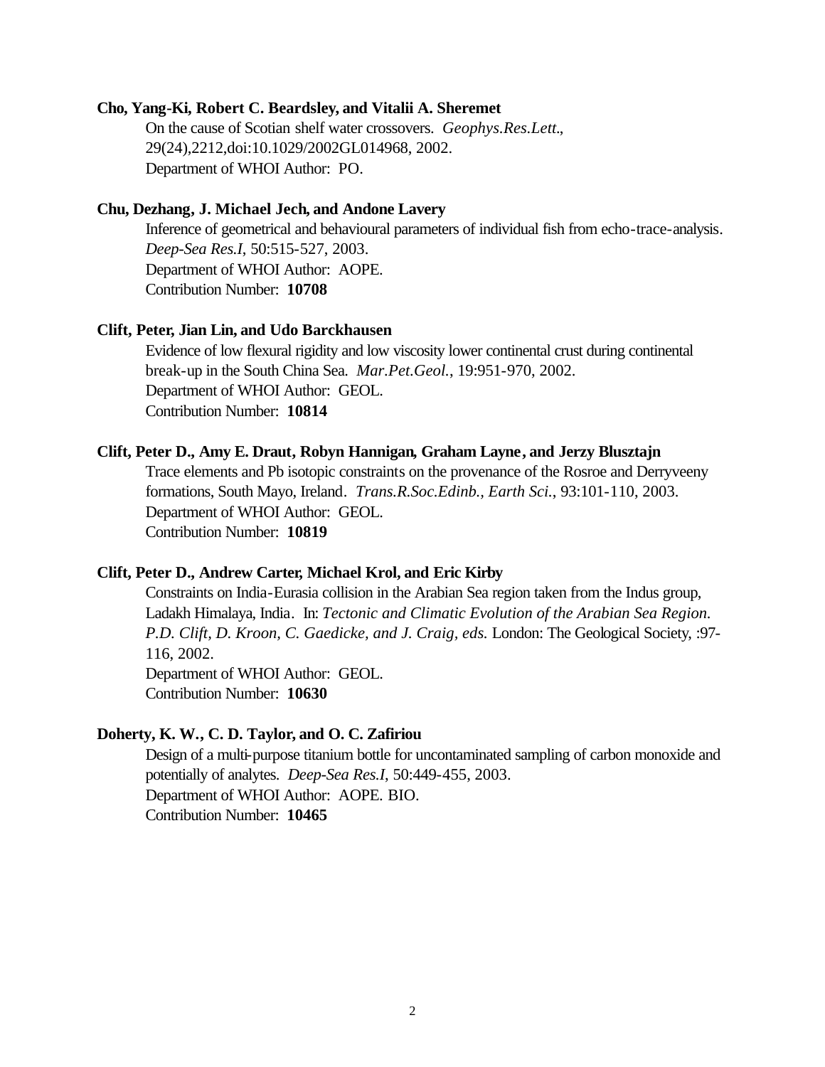**Cho, Yang-Ki, Robert C. Beardsley, and Vitalii A. Sheremet**

On the cause of Scotian shelf water crossovers. *Geophys.Res.Lett.*, 29(24),2212,doi:10.1029/2002GL014968, 2002.
Department of WHOI Author: PO.

**Chu, Dezhang, J. Michael Jech, and Andone Lavery**

Inference of geometrical and behavioural parameters of individual fish from echo-trace-analysis. *Deep-Sea Res.I*, 50:515-527, 2003.
Department of WHOI Author: AOPE.
Contribution Number: **10708**

**Clift, Peter, Jian Lin, and Udo Barckhausen**

Evidence of low flexural rigidity and low viscosity lower continental crust during continental break-up in the South China Sea. *Mar.Pet.Geol.*, 19:951-970, 2002.
Department of WHOI Author: GEOL.
Contribution Number: **10814**

**Clift, Peter D., Amy E. Draut, Robyn Hannigan, Graham Layne, and Jerzy Blusztajn**

Trace elements and Pb isotopic constraints on the provenance of the Rosroe and Derryveeny formations, South Mayo, Ireland. *Trans.R.Soc.Edinb., Earth Sci.*, 93:101-110, 2003.
Department of WHOI Author: GEOL.
Contribution Number: **10819**

**Clift, Peter D., Andrew Carter, Michael Krol, and Eric Kirby**

Constraints on India-Eurasia collision in the Arabian Sea region taken from the Indus group, Ladakh Himalaya, India. In: *Tectonic and Climatic Evolution of the Arabian Sea Region. P.D. Clift, D. Kroon, C. Gaedicke, and J. Craig, eds.* London: The Geological Society, :97-116, 2002.
Department of WHOI Author: GEOL.
Contribution Number: **10630**

**Doherty, K. W., C. D. Taylor, and O. C. Zafiriou**

Design of a multi-purpose titanium bottle for uncontaminated sampling of carbon monoxide and potentially of analytes. *Deep-Sea Res.I*, 50:449-455, 2003.
Department of WHOI Author: AOPE. BIO.
Contribution Number: **10465**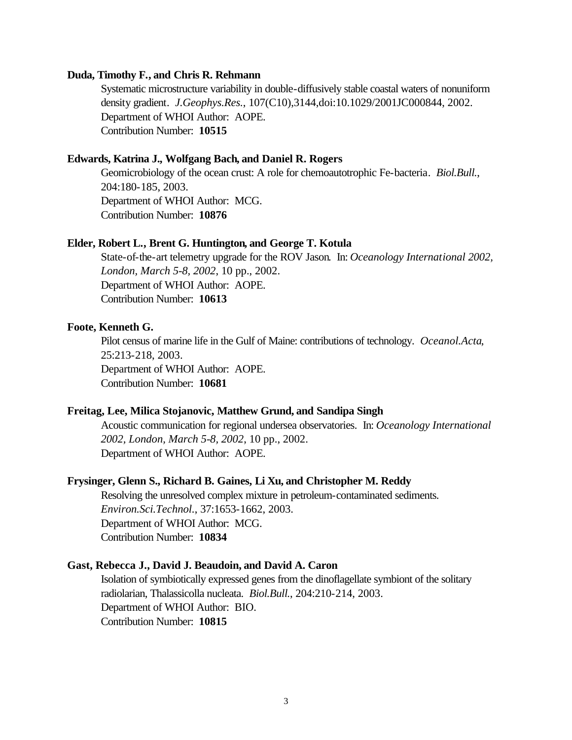**Duda, Timothy F., and Chris R. Rehmann**

Systematic microstructure variability in double-diffusively stable coastal waters of nonuniform density gradient. *J.Geophys.Res.*, 107(C10),3144,doi:10.1029/2001JC000844, 2002.
Department of WHOI Author: AOPE.
Contribution Number: **10515**

**Edwards, Katrina J., Wolfgang Bach, and Daniel R. Rogers**

Geomicrobiology of the ocean crust: A role for chemoautotrophic Fe-bacteria. *Biol.Bull.*, 204:180-185, 2003.
Department of WHOI Author: MCG.
Contribution Number: **10876**

**Elder, Robert L., Brent G. Huntington, and George T. Kotula**

State-of-the-art telemetry upgrade for the ROV Jason. In: *Oceanology International 2002, London, March 5-8, 2002*, 10 pp., 2002.
Department of WHOI Author: AOPE.
Contribution Number: **10613**

**Foote, Kenneth G.**

Pilot census of marine life in the Gulf of Maine: contributions of technology. *Oceanol.Acta*, 25:213-218, 2003.
Department of WHOI Author: AOPE.
Contribution Number: **10681**

**Freitag, Lee, Milica Stojanovic, Matthew Grund, and Sandipa Singh**

Acoustic communication for regional undersea observatories. In: *Oceanology International 2002, London, March 5-8, 2002*, 10 pp., 2002.
Department of WHOI Author: AOPE.

**Frysinger, Glenn S., Richard B. Gaines, Li Xu, and Christopher M. Reddy**

Resolving the unresolved complex mixture in petroleum-contaminated sediments. *Environ.Sci.Technol.*, 37:1653-1662, 2003.
Department of WHOI Author: MCG.
Contribution Number: **10834**

**Gast, Rebecca J., David J. Beaudoin, and David A. Caron**

Isolation of symbiotically expressed genes from the dinoflagellate symbiont of the solitary radiolarian, Thalassicolla nucleata. *Biol.Bull.*, 204:210-214, 2003.
Department of WHOI Author: BIO.
Contribution Number: **10815**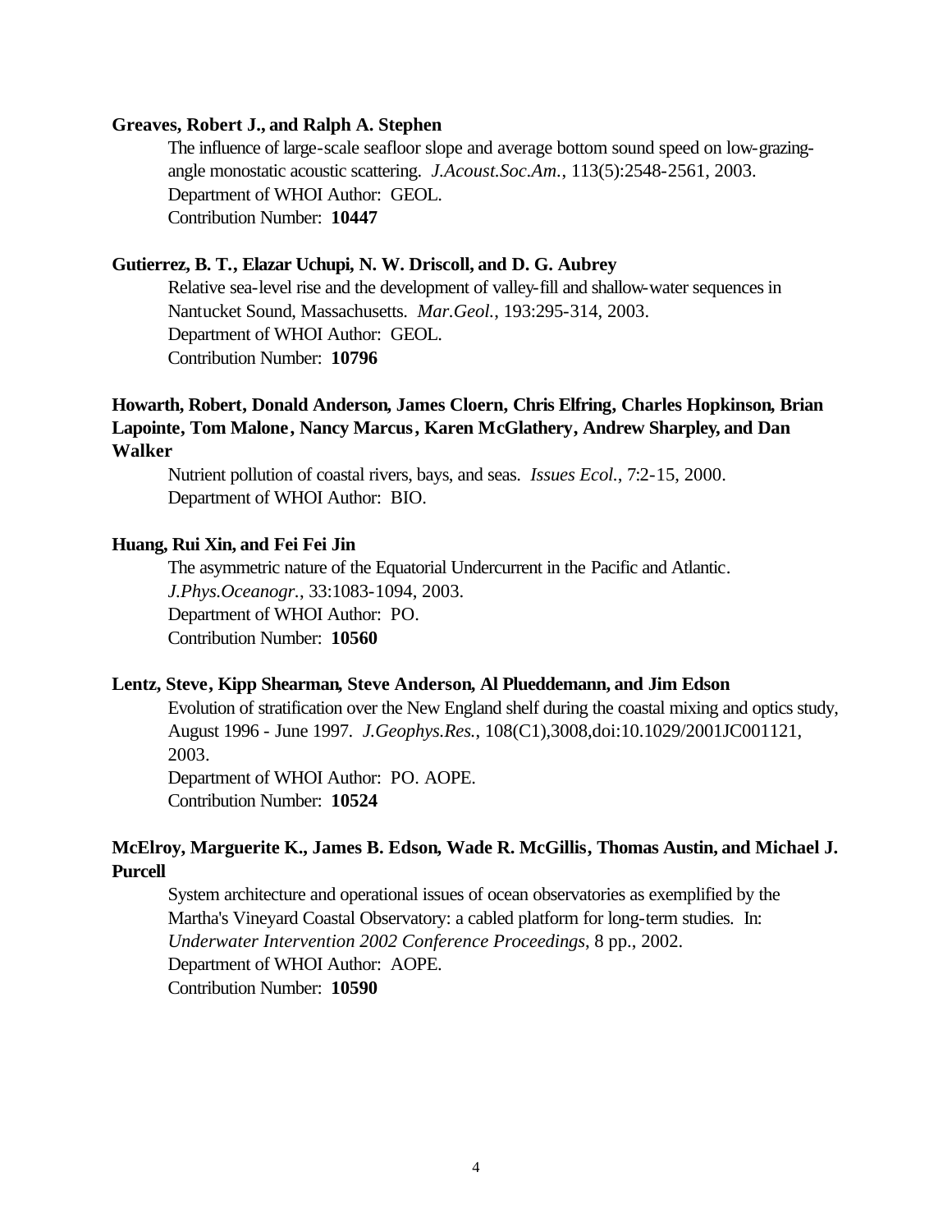**Greaves, Robert J., and Ralph A. Stephen**

The influence of large-scale seafloor slope and average bottom sound speed on low-grazing-angle monostatic acoustic scattering. *J.Acoust.Soc.Am.*, 113(5):2548-2561, 2003.
Department of WHOI Author: GEOL.
Contribution Number: **10447**

**Gutierrez, B. T., Elazar Uchupi, N. W. Driscoll, and D. G. Aubrey**

Relative sea-level rise and the development of valley-fill and shallow-water sequences in Nantucket Sound, Massachusetts. *Mar.Geol.*, 193:295-314, 2003.
Department of WHOI Author: GEOL.
Contribution Number: **10796**

**Howarth, Robert, Donald Anderson, James Cloern, Chris Elfring, Charles Hopkinson, Brian Lapointe, Tom Malone, Nancy Marcus, Karen McGlathery, Andrew Sharpley, and Dan Walker**

Nutrient pollution of coastal rivers, bays, and seas. *Issues Ecol.*, 7:2-15, 2000.
Department of WHOI Author: BIO.

**Huang, Rui Xin, and Fei Fei Jin**

The asymmetric nature of the Equatorial Undercurrent in the Pacific and Atlantic. *J.Phys.Oceanogr.*, 33:1083-1094, 2003.
Department of WHOI Author: PO.
Contribution Number: **10560**

**Lentz, Steve, Kipp Shearman, Steve Anderson, Al Plueddemann, and Jim Edson**

Evolution of stratification over the New England shelf during the coastal mixing and optics study, August 1996 - June 1997. *J.Geophys.Res.*, 108(C1),3008,doi:10.1029/2001JC001121, 2003.
Department of WHOI Author: PO. AOPE.
Contribution Number: **10524**

**McElroy, Marguerite K., James B. Edson, Wade R. McGillis, Thomas Austin, and Michael J. Purcell**

System architecture and operational issues of ocean observatories as exemplified by the Martha's Vineyard Coastal Observatory: a cabled platform for long-term studies. In: *Underwater Intervention 2002 Conference Proceedings*, 8 pp., 2002.
Department of WHOI Author: AOPE.
Contribution Number: **10590**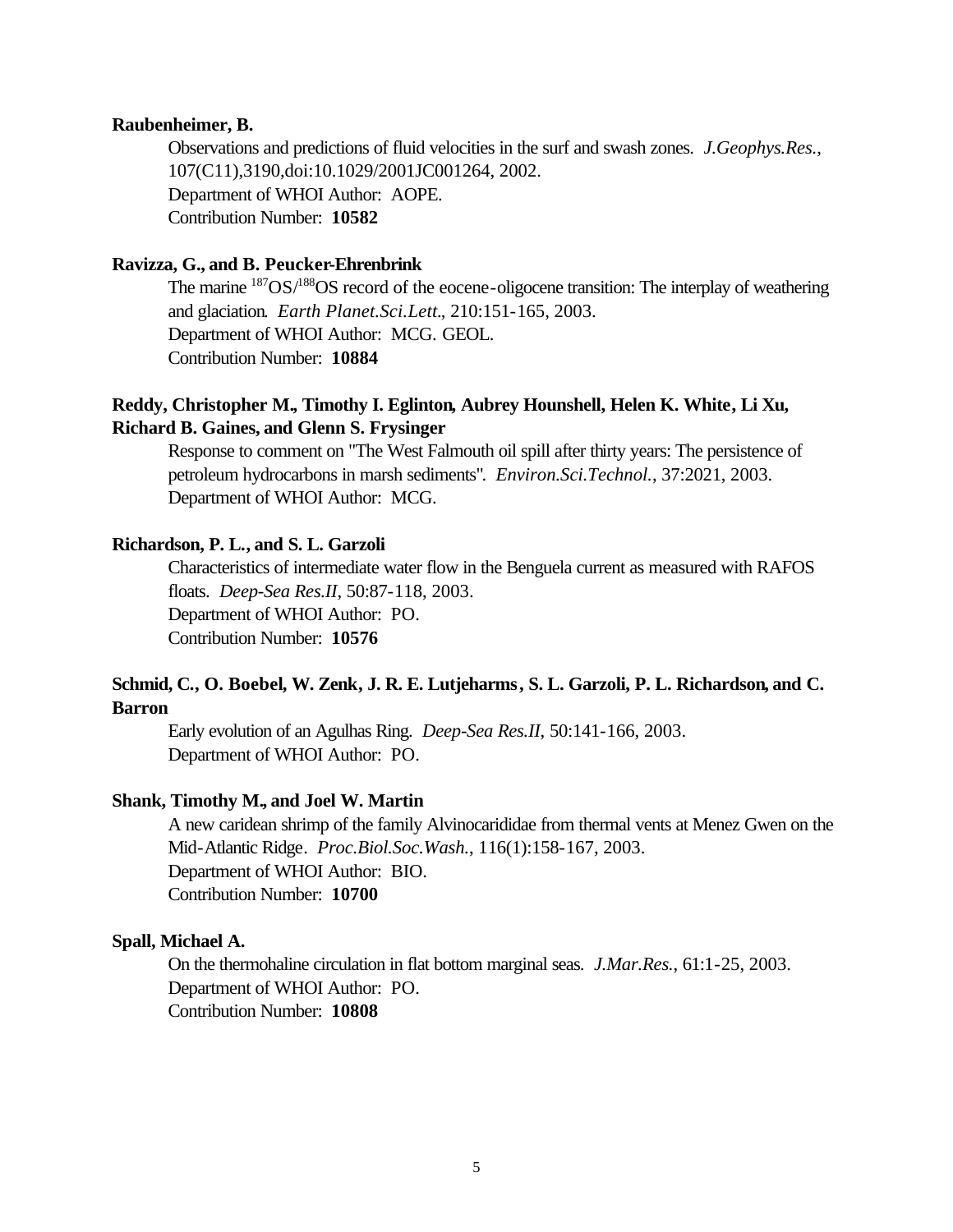**Raubenheimer, B.**

Observations and predictions of fluid velocities in the surf and swash zones. *J.Geophys.Res.*, 107(C11),3190,doi:10.1029/2001JC001264, 2002.
Department of WHOI Author: AOPE.
Contribution Number: **10582**

**Ravizza, G., and B. Peucker-Ehrenbrink**

The marine $^{187}OS/^{188}OS$ record of the eocene-oligocene transition: The interplay of weathering and glaciation. *Earth Planet.Sci.Lett.*, 210:151-165, 2003.
Department of WHOI Author: MCG. GEOL.
Contribution Number: **10884**

**Reddy, Christopher M., Timothy I. Eglinton, Aubrey Hounshell, Helen K. White, Li Xu, Richard B. Gaines, and Glenn S. Frysinger**

Response to comment on "The West Falmouth oil spill after thirty years: The persistence of petroleum hydrocarbons in marsh sediments". *Environ.Sci.Technol.*, 37:2021, 2003.
Department of WHOI Author: MCG.

**Richardson, P. L., and S. L. Garzoli**

Characteristics of intermediate water flow in the Benguela current as measured with RAFOS floats. *Deep-Sea Res.II*, 50:87-118, 2003.
Department of WHOI Author: PO.
Contribution Number: **10576**

**Schmid, C., O. Boebel, W. Zenk, J. R. E. Lutjeharms, S. L. Garzoli, P. L. Richardson, and C. Barron**

Early evolution of an Agulhas Ring. *Deep-Sea Res.II*, 50:141-166, 2003.
Department of WHOI Author: PO.

**Shank, Timothy M., and Joel W. Martin**

A new caridean shrimp of the family Alvinocarididae from thermal vents at Menez Gwen on the Mid-Atlantic Ridge. *Proc.Biol.Soc.Wash.*, 116(1):158-167, 2003.
Department of WHOI Author: BIO.
Contribution Number: **10700**

**Spall, Michael A.**

On the thermohaline circulation in flat bottom marginal seas. *J.Mar.Res.*, 61:1-25, 2003.
Department of WHOI Author: PO.
Contribution Number: **10808**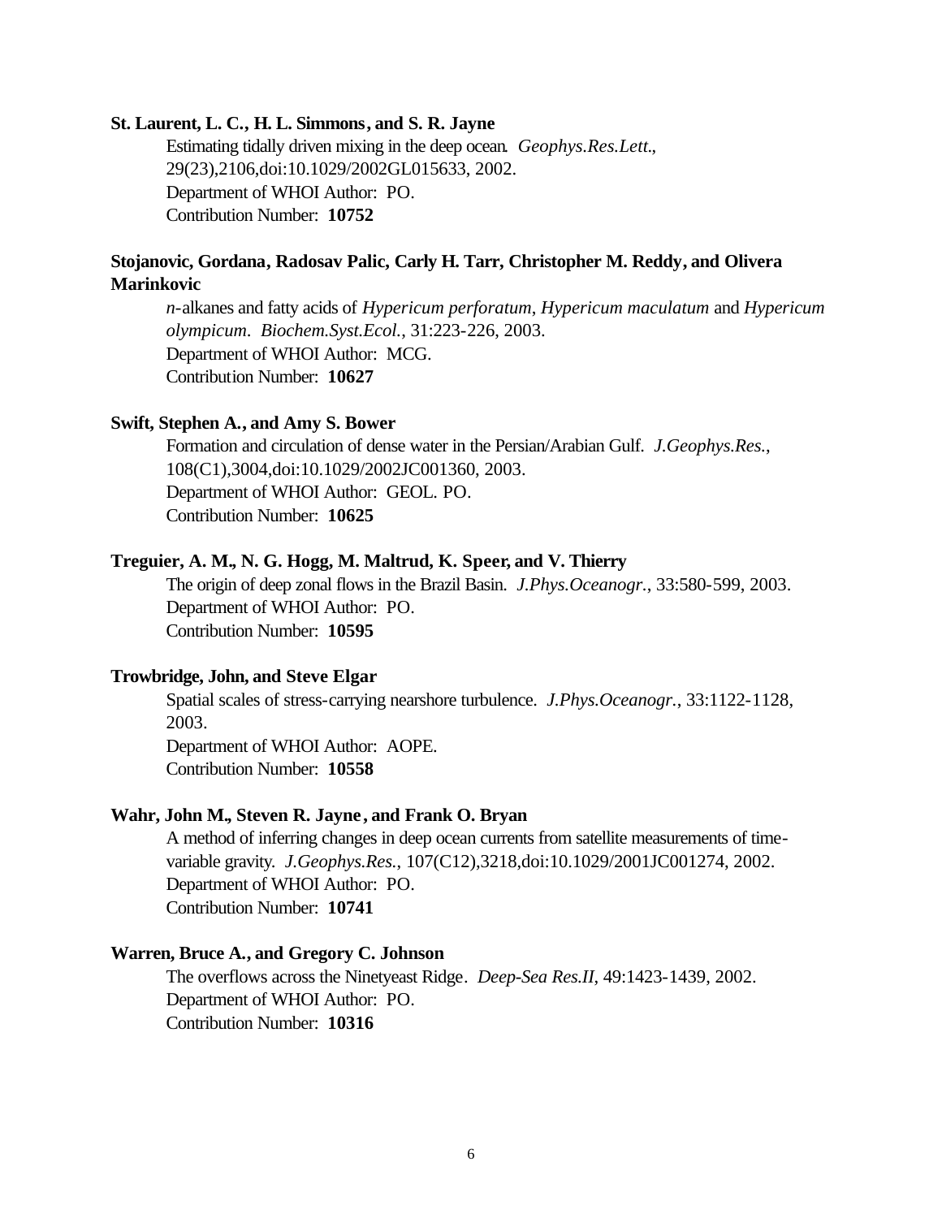**St. Laurent, L. C., H. L. Simmons, and S. R. Jayne**

Estimating tidally driven mixing in the deep ocean. *Geophys.Res.Lett.*, 29(23),2106,doi:10.1029/2002GL015633, 2002.
Department of WHOI Author: PO.
Contribution Number: **10752**

**Stojanovic, Gordana, Radosav Palic, Carly H. Tarr, Christopher M. Reddy, and Olivera Marinkovic**

*n*-alkanes and fatty acids of *Hypericum perforatum*, *Hypericum maculatum* and *Hypericum olympicum*. *Biochem.Syst.Ecol.*, 31:223-226, 2003.
Department of WHOI Author: MCG.
Contribution Number: **10627**

**Swift, Stephen A., and Amy S. Bower**

Formation and circulation of dense water in the Persian/Arabian Gulf. *J.Geophys.Res.*, 108(C1),3004,doi:10.1029/2002JC001360, 2003.
Department of WHOI Author: GEOL. PO.
Contribution Number: **10625**

**Treguier, A. M., N. G. Hogg, M. Maltrud, K. Speer, and V. Thierry**

The origin of deep zonal flows in the Brazil Basin. *J.Phys.Oceanogr.*, 33:580-599, 2003.
Department of WHOI Author: PO.
Contribution Number: **10595**

**Trowbridge, John, and Steve Elgar**

Spatial scales of stress-carrying nearshore turbulence. *J.Phys.Oceanogr.*, 33:1122-1128, 2003.
Department of WHOI Author: AOPE.
Contribution Number: **10558**

**Wahr, John M., Steven R. Jayne, and Frank O. Bryan**

A method of inferring changes in deep ocean currents from satellite measurements of time-variable gravity. *J.Geophys.Res.*, 107(C12),3218,doi:10.1029/2001JC001274, 2002.
Department of WHOI Author: PO.
Contribution Number: **10741**

**Warren, Bruce A., and Gregory C. Johnson**

The overflows across the Ninetyeast Ridge. *Deep-Sea Res.II*, 49:1423-1439, 2002.
Department of WHOI Author: PO.
Contribution Number: **10316**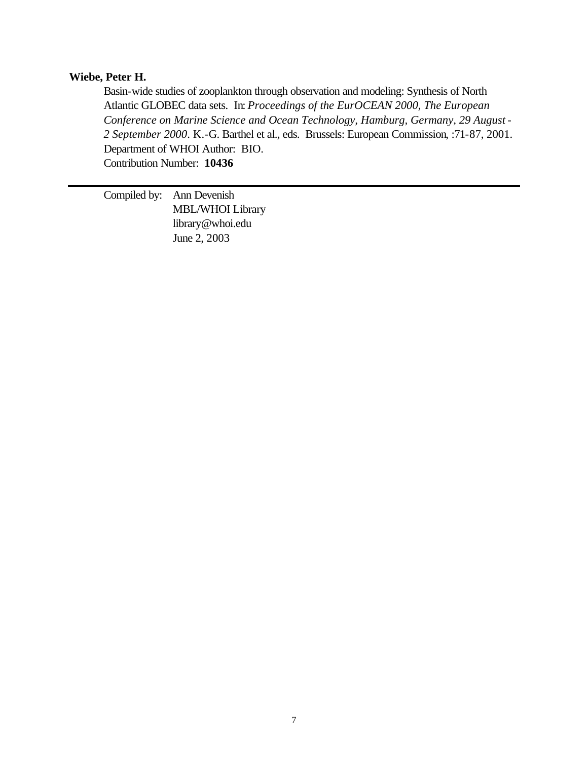**Wiebe, Peter H.**

Basin-wide studies of zooplankton through observation and modeling: Synthesis of North Atlantic GLOBEC data sets. In: *Proceedings of the EurOCEAN 2000, The European Conference on Marine Science and Ocean Technology, Hamburg, Germany, 29 August - 2 September 2000*. K.-G. Barthel et al., eds. Brussels: European Commission, :71-87, 2001.
Department of WHOI Author: BIO.
Contribution Number: **10436**

---

Compiled by: Ann Devenish
MBL/WHOI Library
library@whoi.edu
June 2, 2003